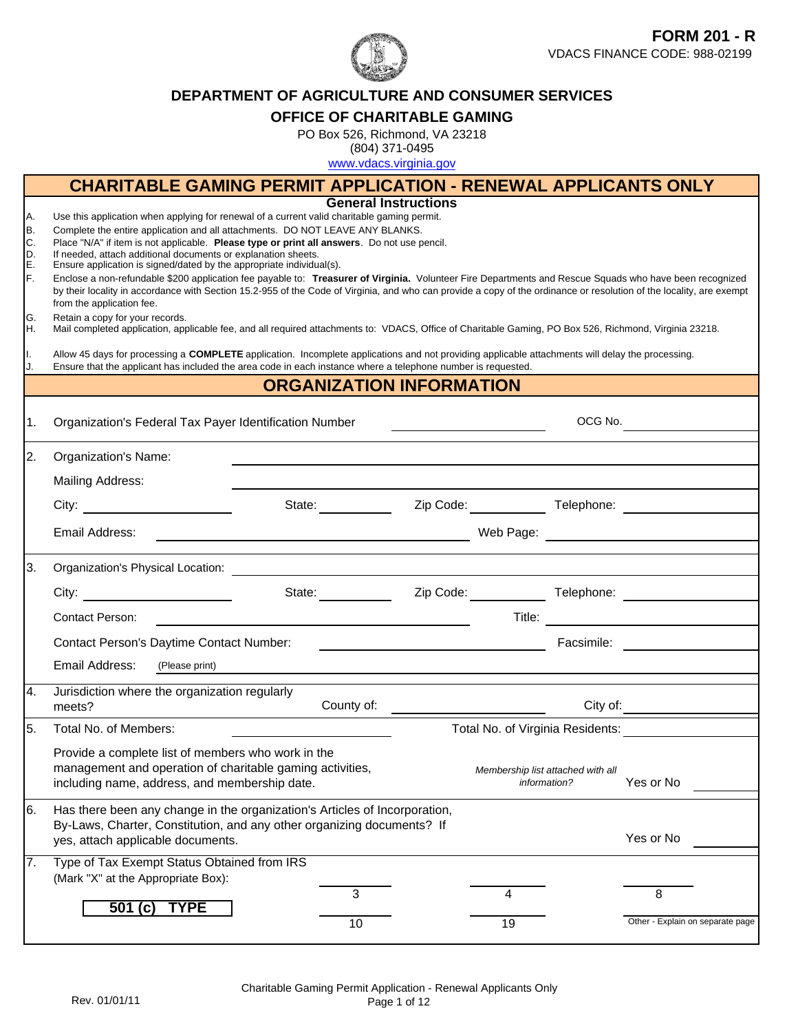**FORM 201 - R**

VDACS FINANCE CODE: 988-02199

## DEPARTMENT OF AGRICULTURE AND CONSUMER SERVICES

## OFFICE OF CHARITABLE GAMING

PO Box 526, Richmond, VA 23218
(804) 371-0495
www.vdacs.virginia.gov

# CHARITABLE GAMING PERMIT APPLICATION - RENEWAL APPLICANTS ONLY

### General Instructions

A. Use this application when applying for renewal of a current valid charitable gaming permit.
B. Complete the entire application and all attachments. DO NOT LEAVE ANY BLANKS.
C. Place "N/A" if item is not applicable. **Please type or print all answers**. Do not use pencil.
D. If needed, attach additional documents or explanation sheets.
E. Ensure application is signed/dated by the appropriate individual(s).
F. Enclose a non-refundable $200 application fee payable to: **Treasurer of Virginia.** Volunteer Fire Departments and Rescue Squads who have been recognized by their locality in accordance with Section 15.2-955 of the Code of Virginia, and who can provide a copy of the ordinance or resolution of the locality, are exempt from the application fee.
G. Retain a copy for your records.
H. Mail completed application, applicable fee, and all required attachments to: VDACS, Office of Charitable Gaming, PO Box 526, Richmond, Virginia 23218.
I. Allow 45 days for processing a **COMPLETE** application. Incomplete applications and not providing applicable attachments will delay the processing.
J. Ensure that the applicant has included the area code in each instance where a telephone number is requested.

## ORGANIZATION INFORMATION

1. Organization's Federal Tax Payer Identification Number ______________ OCG No. ______________

2. Organization's Name: ______________
   Mailing Address: ______________
   City: ______________ State: ______________ Zip Code: ______________ Telephone: ______________
   Email Address: ______________ Web Page: ______________

3. Organization's Physical Location: ______________
   City: ______________ State: ______________ Zip Code: ______________ Telephone: ______________
   Contact Person: ______________ Title: ______________
   Contact Person's Daytime Contact Number: ______________ Facsimile: ______________
   Email Address: (Please print) ______________

4. Jurisdiction where the organization regularly meets? County of: ______________ City of: ______________

5. Total No. of Members: ______________ Total No. of Virginia Residents: ______________

   Provide a complete list of members who work in the management and operation of charitable gaming activities, including name, address, and membership date.
   *Membership list attached with all information?* Yes or No ______

6. Has there been any change in the organization's Articles of Incorporation, By-Laws, Charter, Constitution, and any other organizing documents? If yes, attach applicable documents. Yes or No ______

7. Type of Tax Exempt Status Obtained from IRS (Mark "X" at the Appropriate Box):

   **501 (c) TYPE**

   ______ 3 ______ 4 ______ 8
   ______ 10 ______ 19 ______ Other - Explain on separate page

Rev. 01/01/11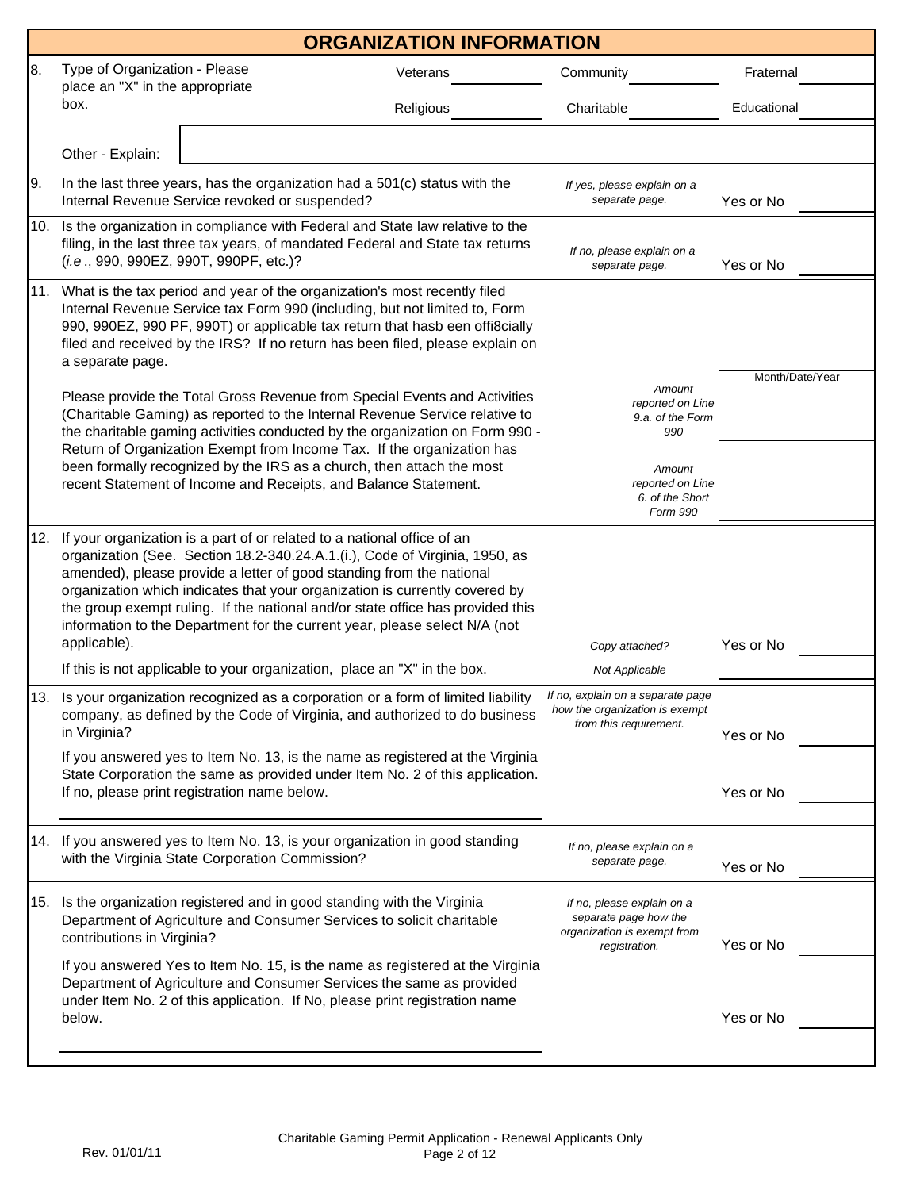## ORGANIZATION INFORMATION

**8.** Type of Organization - Please place an "X" in the appropriate box.

| | | |
|---|---|---|
| Veterans ____ | Community ____ | Fraternal ____ |
| Religious ____ | Charitable ____ | Educational ____ |

Other - Explain: ____________________

**9.** In the last three years, has the organization had a 501(c) status with the Internal Revenue Service revoked or suspended?

*If yes, please explain on a separate page.* Yes or No ____

**10.** Is the organization in compliance with Federal and State law relative to the filing, in the last three tax years, of mandated Federal and State tax returns (*i.e*., 990, 990EZ, 990T, 990PF, etc.)?

*If no, please explain on a separate page.* Yes or No ____

**11.** What is the tax period and year of the organization's most recently filed Internal Revenue Service tax Form 990 (including, but not limited to, Form 990, 990EZ, 990 PF, 990T) or applicable tax return that hasb een offi8cially filed and received by the IRS? If no return has been filed, please explain on a separate page.

Month/Date/Year ____

Please provide the Total Gross Revenue from Special Events and Activities (Charitable Gaming) as reported to the Internal Revenue Service relative to the charitable gaming activities conducted by the organization on Form 990 - Return of Organization Exempt from Income Tax. If the organization has been formally recognized by the IRS as a church, then attach the most recent Statement of Income and Receipts, and Balance Statement.

*Amount reported on Line 9.a. of the Form 990* ____

*Amount reported on Line 6. of the Short Form 990* ____

**12.** If your organization is a part of or related to a national office of an organization (See. Section 18.2-340.24.A.1.(i.), Code of Virginia, 1950, as amended), please provide a letter of good standing from the national organization which indicates that your organization is currently covered by the group exempt ruling. If the national and/or state office has provided this information to the Department for the current year, please select N/A (not applicable).

*Copy attached?* Yes or No ____

If this is not applicable to your organization, place an "X" in the box. *Not Applicable* ____

**13.** Is your organization recognized as a corporation or a form of limited liability company, as defined by the Code of Virginia, and authorized to do business in Virginia?

*If no, explain on a separate page how the organization is exempt from this requirement.* Yes or No ____

If you answered yes to Item No. 13, is the name as registered at the Virginia State Corporation the same as provided under Item No. 2 of this application. If no, please print registration name below.

Yes or No ____

____________________

**14.** If you answered yes to Item No. 13, is your organization in good standing with the Virginia State Corporation Commission?

*If no, please explain on a separate page.* Yes or No ____

**15.** Is the organization registered and in good standing with the Virginia Department of Agriculture and Consumer Services to solicit charitable contributions in Virginia?

*If no, please explain on a separate page how the organization is exempt from registration.* Yes or No ____

If you answered Yes to Item No. 15, is the name as registered at the Virginia Department of Agriculture and Consumer Services the same as provided under Item No. 2 of this application. If No, please print registration name below.

Yes or No ____

____________________

Rev. 01/01/11

Charitable Gaming Permit Application - Renewal Applicants Only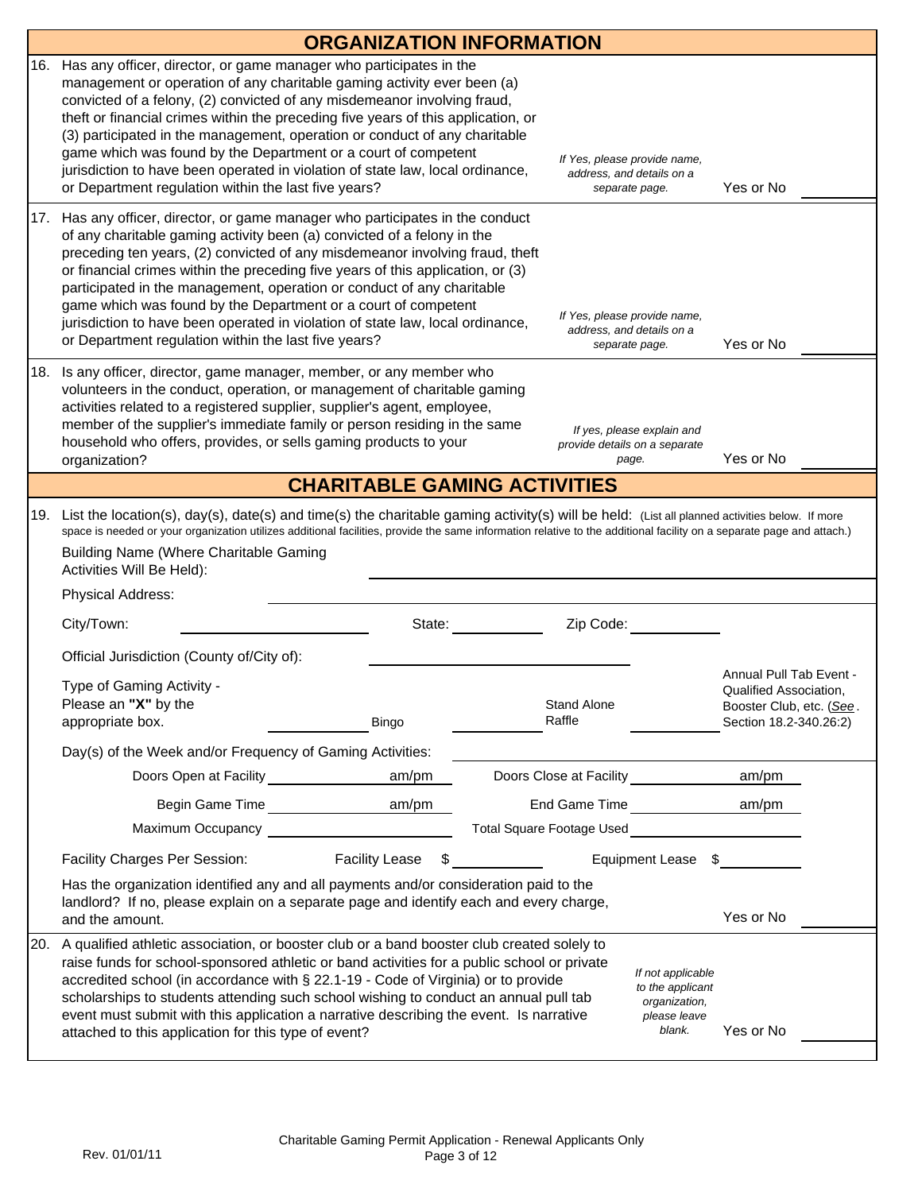## ORGANIZATION INFORMATION

16. Has any officer, director, or game manager who participates in the management or operation of any charitable gaming activity ever been (a) convicted of a felony, (2) convicted of any misdemeanor involving fraud, theft or financial crimes within the preceding five years of this application, or (3) participated in the management, operation or conduct of any charitable game which was found by the Department or a court of competent jurisdiction to have been operated in violation of state law, local ordinance, or Department regulation within the last five years?

   *If Yes, please provide name, address, and details on a separate page.* Yes or No ________

17. Has any officer, director, or game manager who participates in the conduct of any charitable gaming activity been (a) convicted of a felony in the preceding ten years, (2) convicted of any misdemeanor involving fraud, theft or financial crimes within the preceding five years of this application, or (3) participated in the management, operation or conduct of any charitable game which was found by the Department or a court of competent jurisdiction to have been operated in violation of state law, local ordinance, or Department regulation within the last five years?

   *If Yes, please provide name, address, and details on a separate page.* Yes or No ________

18. Is any officer, director, game manager, member, or any member who volunteers in the conduct, operation, or management of charitable gaming activities related to a registered supplier, supplier's agent, employee, member of the supplier's immediate family or person residing in the same household who offers, provides, or sells gaming products to your organization?

   *If yes, please explain and provide details on a separate page.* Yes or No ________

## CHARITABLE GAMING ACTIVITIES

19. List the location(s), day(s), date(s) and time(s) the charitable gaming activity(s) will be held: (List all planned activities below. If more space is needed or your organization utilizes additional facilities, provide the same information relative to the additional facility on a separate page and attach.)

   Building Name (Where Charitable Gaming Activities Will Be Held): ________________________

   Physical Address: ________________________

   City/Town: ____________ State: ____________ Zip Code: ____________

   Official Jurisdiction (County of/City of): ________________________

   Type of Gaming Activity - Please an **"X"** by the appropriate box.
   ________ Bingo ________ Stand Alone Raffle ________ Annual Pull Tab Event - Qualified Association, Booster Club, etc. (*See*. Section 18.2-340.26:2)

   Day(s) of the Week and/or Frequency of Gaming Activities: ________________________

   Doors Open at Facility ____________ am/pm Doors Close at Facility ____________ am/pm

   Begin Game Time ____________ am/pm End Game Time ____________ am/pm

   Maximum Occupancy ____________ Total Square Footage Used ____________

   Facility Charges Per Session: Facility Lease $ ____________ Equipment Lease $ ____________

   Has the organization identified any and all payments and/or consideration paid to the landlord? If no, please explain on a separate page and identify each and every charge, and the amount. Yes or No ________

20. A qualified athletic association, or booster club or a band booster club created solely to raise funds for school-sponsored athletic or band activities for a public school or private accredited school (in accordance with § 22.1-19 - Code of Virginia) or to provide scholarships to students attending such school wishing to conduct an annual pull tab event must submit with this application a narrative describing the event. Is narrative attached to this application for this type of event?

   *If not applicable to the applicant organization, please leave blank.* Yes or No ________

Rev. 01/01/11

Charitable Gaming Permit Application - Renewal Applicants Only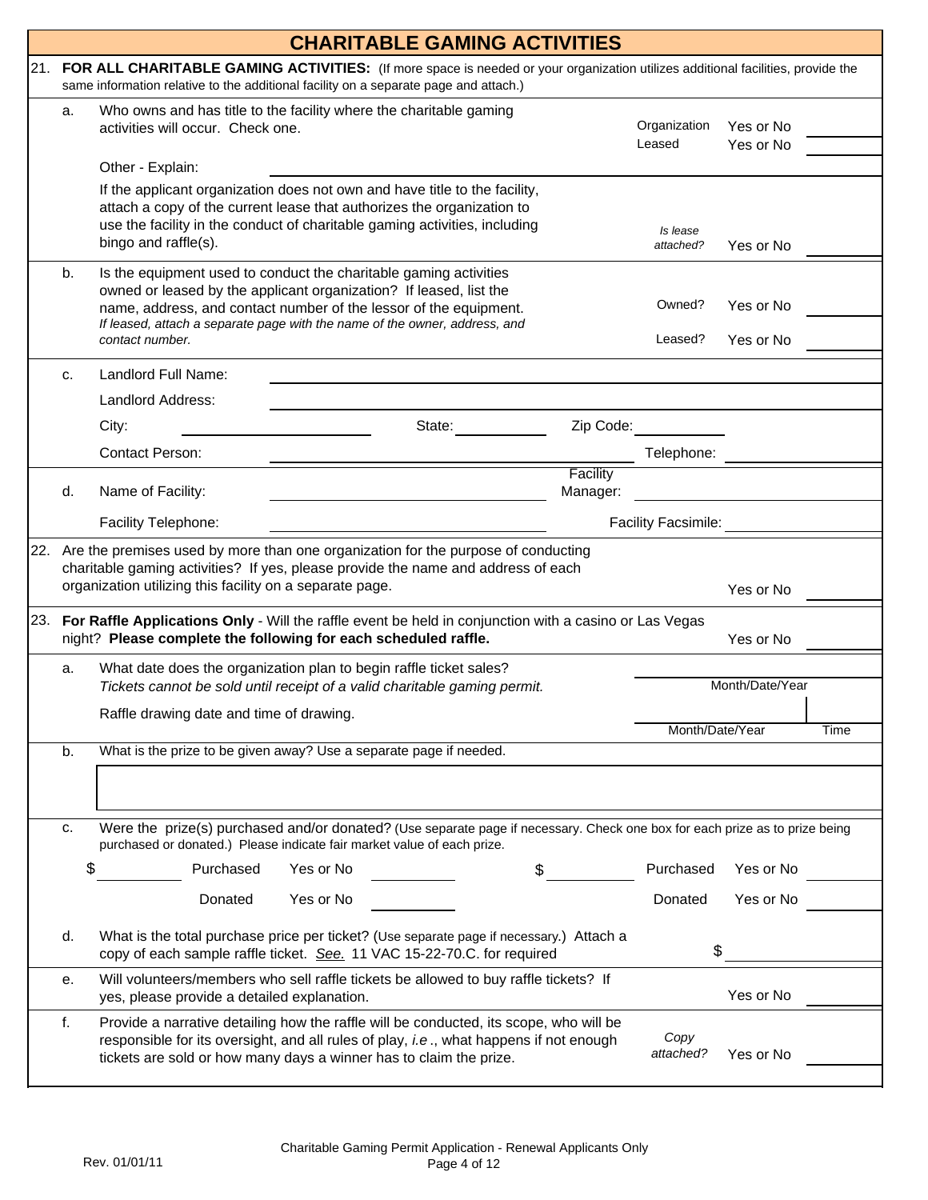# CHARITABLE GAMING ACTIVITIES

21. **FOR ALL CHARITABLE GAMING ACTIVITIES:** (If more space is needed or your organization utilizes additional facilities, provide the same information relative to the additional facility on a separate page and attach.)

a. Who owns and has title to the facility where the charitable gaming activities will occur. Check one.

Organization Yes or No ______

Leased Yes or No ______

Other - Explain: ______

If the applicant organization does not own and have title to the facility, attach a copy of the current lease that authorizes the organization to use the facility in the conduct of charitable gaming activities, including bingo and raffle(s).

*Is lease attached?* Yes or No ______

b. Is the equipment used to conduct the charitable gaming activities owned or leased by the applicant organization? If leased, list the name, address, and contact number of the lessor of the equipment. *If leased, attach a separate page with the name of the owner, address, and contact number.*

Owned? Yes or No ______

Leased? Yes or No ______

c. Landlord Full Name: ______

Landlord Address: ______

City: ______ State: ______ Zip Code: ______

Contact Person: ______ Telephone: ______

d. Name of Facility: ______ Facility Manager: ______

Facility Telephone: ______ Facility Facsimile: ______

22. Are the premises used by more than one organization for the purpose of conducting charitable gaming activities? If yes, please provide the name and address of each organization utilizing this facility on a separate page.

Yes or No ______

23. **For Raffle Applications Only** - Will the raffle event be held in conjunction with a casino or Las Vegas night? **Please complete the following for each scheduled raffle.**

Yes or No ______

a. What date does the organization plan to begin raffle ticket sales? *Tickets cannot be sold until receipt of a valid charitable gaming permit.*

______ Month/Date/Year

Raffle drawing date and time of drawing.

______ Month/Date/Year ______ Time

b. What is the prize to be given away? Use a separate page if needed.

______

c. Were the prize(s) purchased and/or donated? (Use separate page if necessary. Check one box for each prize as to prize being purchased or donated.) Please indicate fair market value of each prize.

| $ ______ | Purchased | Yes or No | ______ | $ ______ | Purchased | Yes or No | ______ |
|---|---|---|---|---|---|---|---|
| | Donated | Yes or No | ______ | | Donated | Yes or No | ______ |

d. What is the total purchase price per ticket? (Use separate page if necessary.) Attach a copy of each sample raffle ticket. See. 11 VAC 15-22-70.C. for required

$ ______

e. Will volunteers/members who sell raffle tickets be allowed to buy raffle tickets? If yes, please provide a detailed explanation.

Yes or No ______

f. Provide a narrative detailing how the raffle will be conducted, its scope, who will be responsible for its oversight, and all rules of play, *i.e.*, what happens if not enough tickets are sold or how many days a winner has to claim the prize.

*Copy attached?* Yes or No ______

Rev. 01/01/11

Charitable Gaming Permit Application - Renewal Applicants Only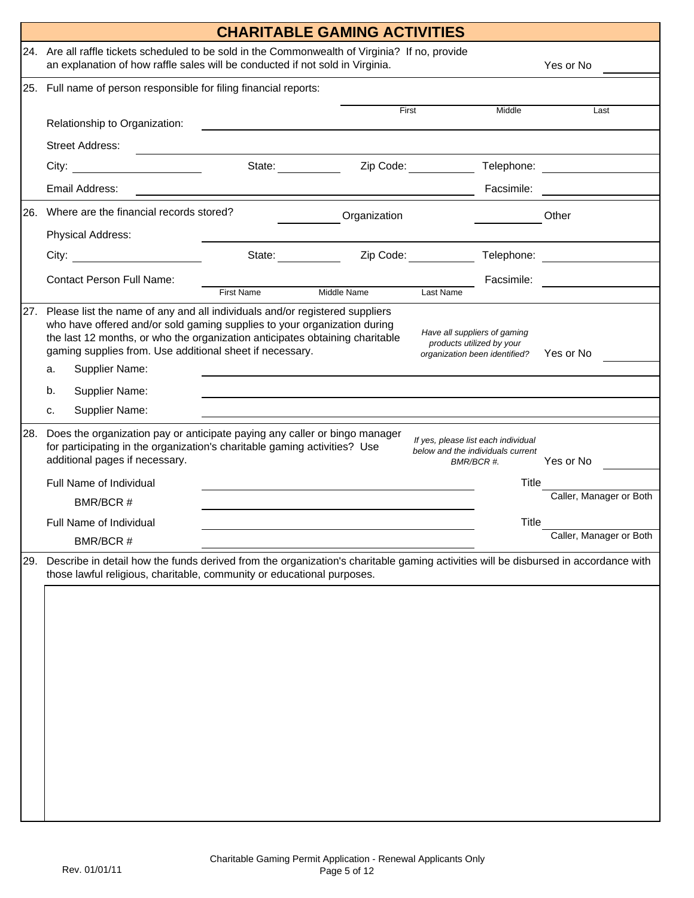## CHARITABLE GAMING ACTIVITIES

24. Are all raffle tickets scheduled to be sold in the Commonwealth of Virginia? If no, provide an explanation of how raffle sales will be conducted if not sold in Virginia. Yes or No ________

25. Full name of person responsible for filing financial reports:

    ________ First ________ Middle ________ Last

    Relationship to Organization: ________

    Street Address: ________

    City: ________ State: ________ Zip Code: ________ Telephone: ________

    Email Address: ________ Facsimile: ________

26. Where are the financial records stored? ________ Organization ________ Other

    Physical Address: ________

    City: ________ State: ________ Zip Code: ________ Telephone: ________

    Contact Person Full Name: ________ First Name ________ Middle Name ________ Last Name Facsimile: ________

27. Please list the name of any and all individuals and/or registered suppliers who have offered and/or sold gaming supplies to your organization during the last 12 months, or who the organization anticipates obtaining charitable gaming supplies from. Use additional sheet if necessary.

    *Have all suppliers of gaming products utilized by your organization been identified?* Yes or No ________

    a. Supplier Name: ________

    b. Supplier Name: ________

    c. Supplier Name: ________

28. Does the organization pay or anticipate paying any caller or bingo manager for participating in the organization's charitable gaming activities? Use additional pages if necessary.

    *If yes, please list each individual below and the individuals current BMR/BCR #.* Yes or No ________

    Full Name of Individual ________ Title ________ (Caller, Manager or Both)

    BMR/BCR # ________

    Full Name of Individual ________ Title ________ (Caller, Manager or Both)

    BMR/BCR # ________

29. Describe in detail how the funds derived from the organization's charitable gaming activities will be disbursed in accordance with those lawful religious, charitable, community or educational purposes.

Charitable Gaming Permit Application - Renewal Applicants Only

Rev. 01/01/11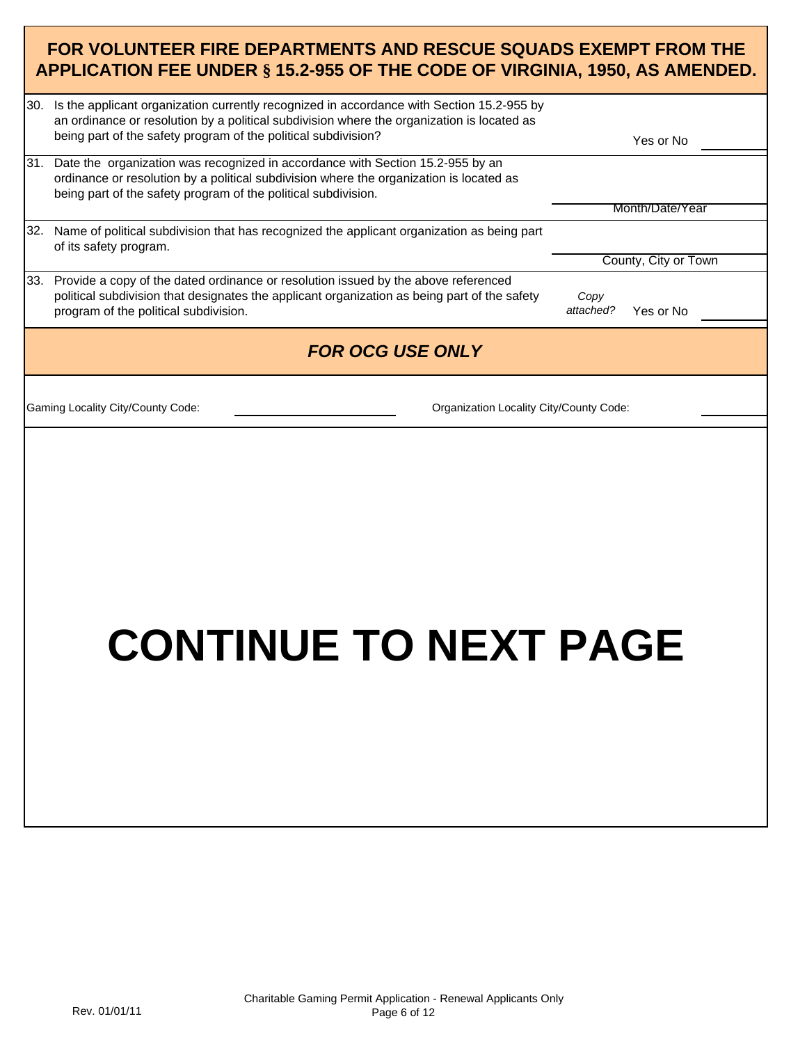## FOR VOLUNTEER FIRE DEPARTMENTS AND RESCUE SQUADS EXEMPT FROM THE APPLICATION FEE UNDER § 15.2-955 OF THE CODE OF VIRGINIA, 1950, AS AMENDED.

30. Is the applicant organization currently recognized in accordance with Section 15.2-955 by an ordinance or resolution by a political subdivision where the organization is located as being part of the safety program of the political subdivision? Yes or No ________

31. Date the organization was recognized in accordance with Section 15.2-955 by an ordinance or resolution by a political subdivision where the organization is located as being part of the safety program of the political subdivision. ________ Month/Date/Year

32. Name of political subdivision that has recognized the applicant organization as being part of its safety program. ________ County, City or Town

33. Provide a copy of the dated ordinance or resolution issued by the above referenced political subdivision that designates the applicant organization as being part of the safety program of the political subdivision. *Copy attached?* Yes or No ________

## *FOR OCG USE ONLY*

Gaming Locality City/County Code: ________ Organization Locality City/County Code: ________

# CONTINUE TO NEXT PAGE

Rev. 01/01/11

Charitable Gaming Permit Application - Renewal Applicants Only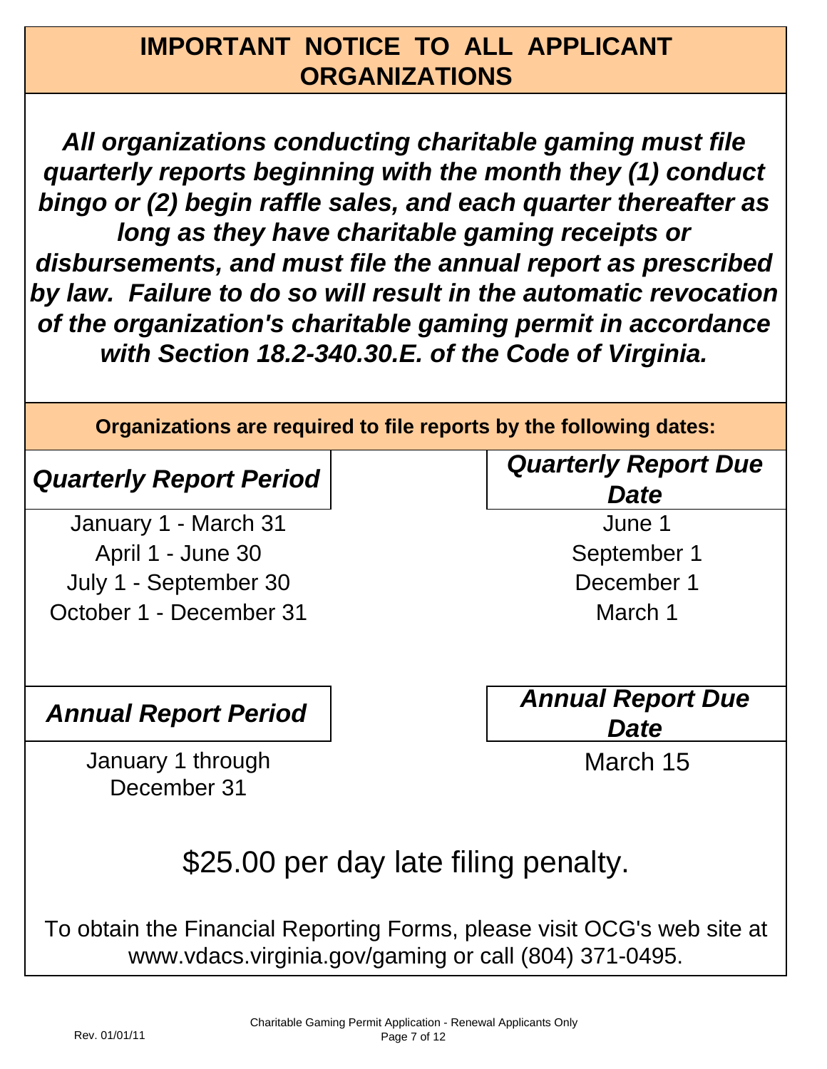# IMPORTANT NOTICE TO ALL APPLICANT ORGANIZATIONS

***All organizations conducting charitable gaming must file quarterly reports beginning with the month they (1) conduct bingo or (2) begin raffle sales, and each quarter thereafter as long as they have charitable gaming receipts or disbursements, and must file the annual report as prescribed by law. Failure to do so will result in the automatic revocation of the organization's charitable gaming permit in accordance with Section 18.2-340.30.E. of the Code of Virginia.***

**Organizations are required to file reports by the following dates:**

| *Quarterly Report Period* | *Quarterly Report Due Date* |
|---|---|
| January 1 - March 31 | June 1 |
| April 1 - June 30 | September 1 |
| July 1 - September 30 | December 1 |
| October 1 - December 31 | March 1 |

| *Annual Report Period* | *Annual Report Due Date* |
|---|---|
| January 1 through December 31 | March 15 |

## $25.00 per day late filing penalty.

To obtain the Financial Reporting Forms, please visit OCG's web site at www.vdacs.virginia.gov/gaming or call (804) 371-0495.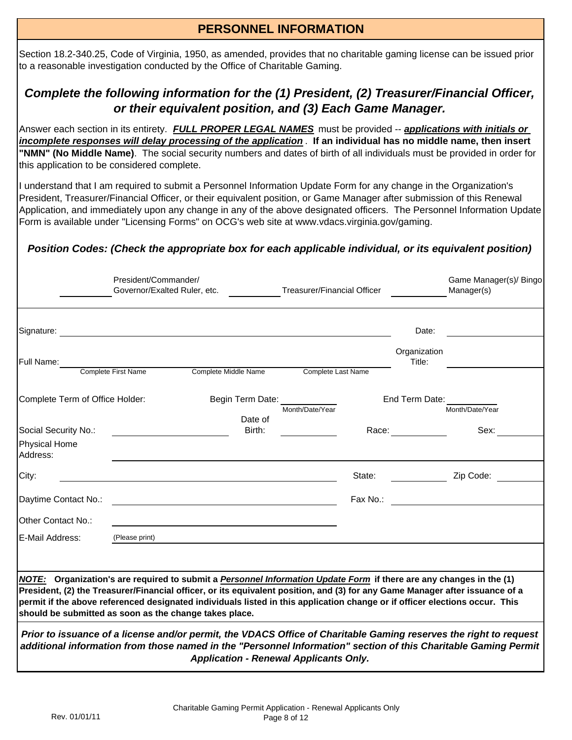## PERSONNEL INFORMATION

Section 18.2-340.25, Code of Virginia, 1950, as amended, provides that no charitable gaming license can be issued prior to a reasonable investigation conducted by the Office of Charitable Gaming.

### *Complete the following information for the (1) President, (2) Treasurer/Financial Officer, or their equivalent position, and (3) Each Game Manager.*

Answer each section in its entirety. ***FULL PROPER LEGAL NAMES*** must be provided -- ***applications with initials or incomplete responses will delay processing of the application***. **If an individual has no middle name, then insert "NMN" (No Middle Name)**. The social security numbers and dates of birth of all individuals must be provided in order for this application to be considered complete.

I understand that I am required to submit a Personnel Information Update Form for any change in the Organization's President, Treasurer/Financial Officer, or their equivalent position, or Game Manager after submission of this Renewal Application, and immediately upon any change in any of the above designated officers. The Personnel Information Update Form is available under "Licensing Forms" on OCG's web site at www.vdacs.virginia.gov/gaming.

***Position Codes: (Check the appropriate box for each applicable individual, or its equivalent position)***

_____ President/Commander/ Governor/Exalted Ruler, etc. _____ Treasurer/Financial Officer _____ Game Manager(s)/ Bingo Manager(s)

Signature: ______________________________ Date: ______________

Full Name: ______________ ______________ ______________ Organization Title: ______________
Complete First Name / Complete Middle Name / Complete Last Name

Complete Term of Office Holder: Begin Term Date: __________ (Month/Date/Year) End Term Date: __________ (Month/Date/Year)

Social Security No.: ______________ Date of Birth: __________ Race: __________ Sex: __________

Physical Home Address: ______________________________

City: ______________ State: __________ Zip Code: __________

Daytime Contact No.: ______________ Fax No.: ______________

Other Contact No.: ______________

E-Mail Address: (Please print) ______________________________

***NOTE:*** **Organization's are required to submit a *Personnel Information Update Form* if there are any changes in the (1) President, (2) the Treasurer/Financial officer, or its equivalent position, and (3) for any Game Manager after issuance of a permit if the above referenced designated individuals listed in this application change or if officer elections occur. This should be submitted as soon as the change takes place.**

***Prior to issuance of a license and/or permit, the VDACS Office of Charitable Gaming reserves the right to request additional information from those named in the "Personnel Information" section of this Charitable Gaming Permit Application - Renewal Applicants Only.***

Rev. 01/01/11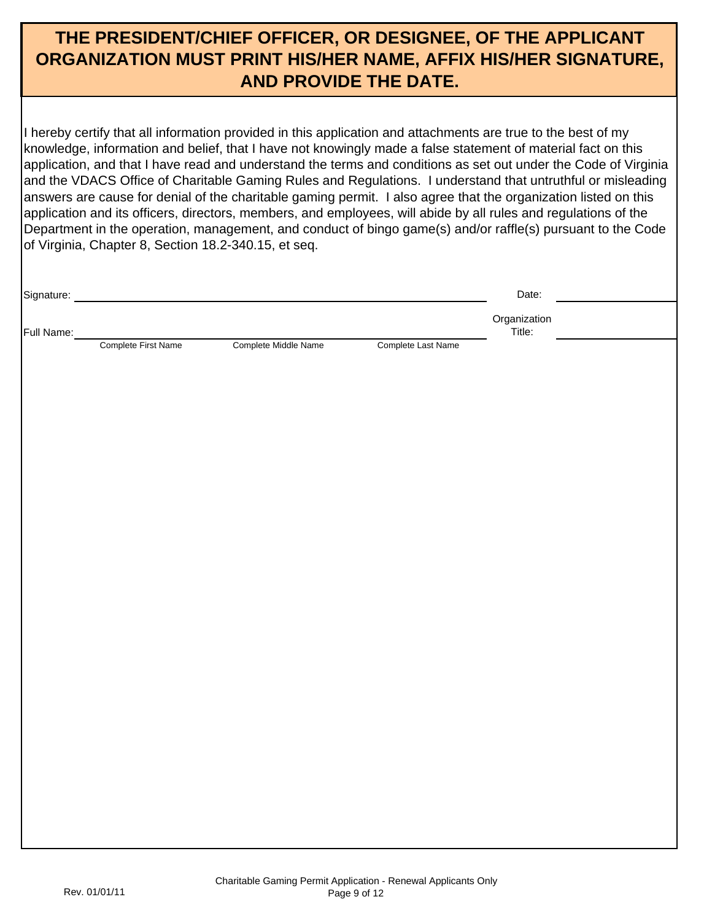## THE PRESIDENT/CHIEF OFFICER, OR DESIGNEE, OF THE APPLICANT ORGANIZATION MUST PRINT HIS/HER NAME, AFFIX HIS/HER SIGNATURE, AND PROVIDE THE DATE.

I hereby certify that all information provided in this application and attachments are true to the best of my knowledge, information and belief, that I have not knowingly made a false statement of material fact on this application, and that I have read and understand the terms and conditions as set out under the Code of Virginia and the VDACS Office of Charitable Gaming Rules and Regulations. I understand that untruthful or misleading answers are cause for denial of the charitable gaming permit. I also agree that the organization listed on this application and its officers, directors, members, and employees, will abide by all rules and regulations of the Department in the operation, management, and conduct of bingo game(s) and/or raffle(s) pursuant to the Code of Virginia, Chapter 8, Section 18.2-340.15, et seq.

Signature: ______________________________ Date: ______________

Full Name: ______________________________ Organization Title: ______________

Complete First Name | Complete Middle Name | Complete Last Name

Rev. 01/01/11

Charitable Gaming Permit Application - Renewal Applicants Only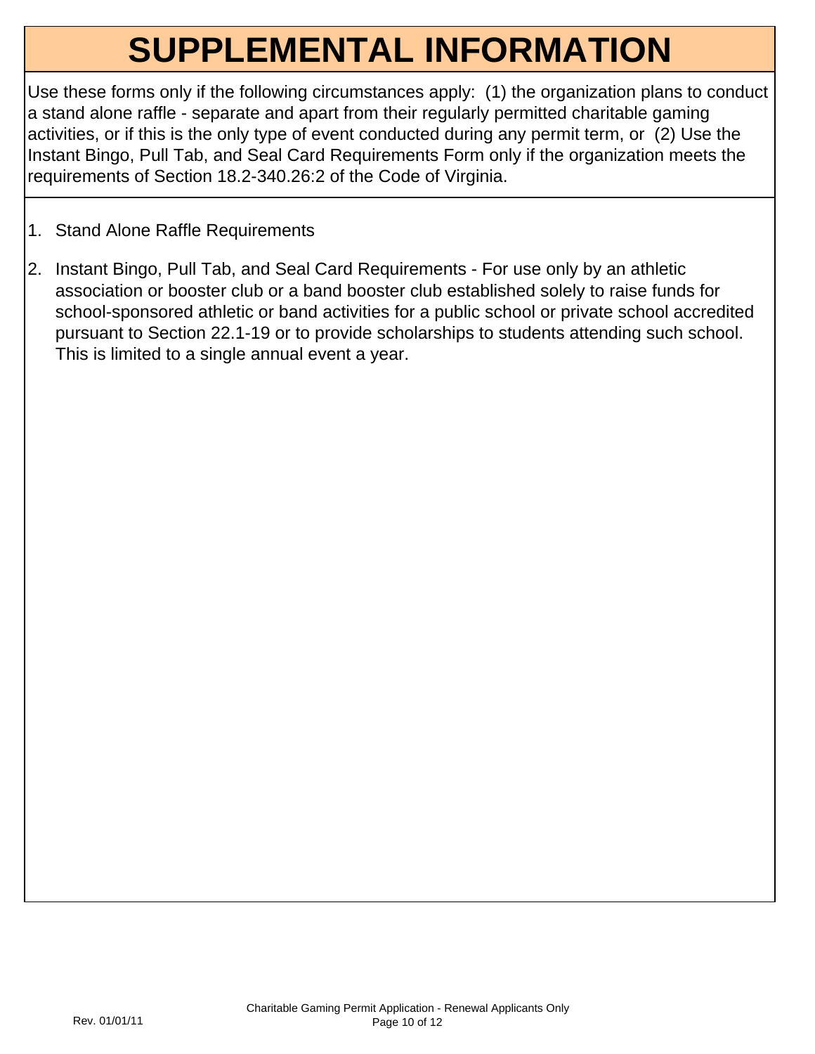# SUPPLEMENTAL INFORMATION

Use these forms only if the following circumstances apply: (1) the organization plans to conduct a stand alone raffle - separate and apart from their regularly permitted charitable gaming activities, or if this is the only type of event conducted during any permit term, or (2) Use the Instant Bingo, Pull Tab, and Seal Card Requirements Form only if the organization meets the requirements of Section 18.2-340.26:2 of the Code of Virginia.

1. Stand Alone Raffle Requirements
2. Instant Bingo, Pull Tab, and Seal Card Requirements - For use only by an athletic association or booster club or a band booster club established solely to raise funds for school-sponsored athletic or band activities for a public school or private school accredited pursuant to Section 22.1-19 or to provide scholarships to students attending such school. This is limited to a single annual event a year.

Rev. 01/01/11

Charitable Gaming Permit Application - Renewal Applicants Only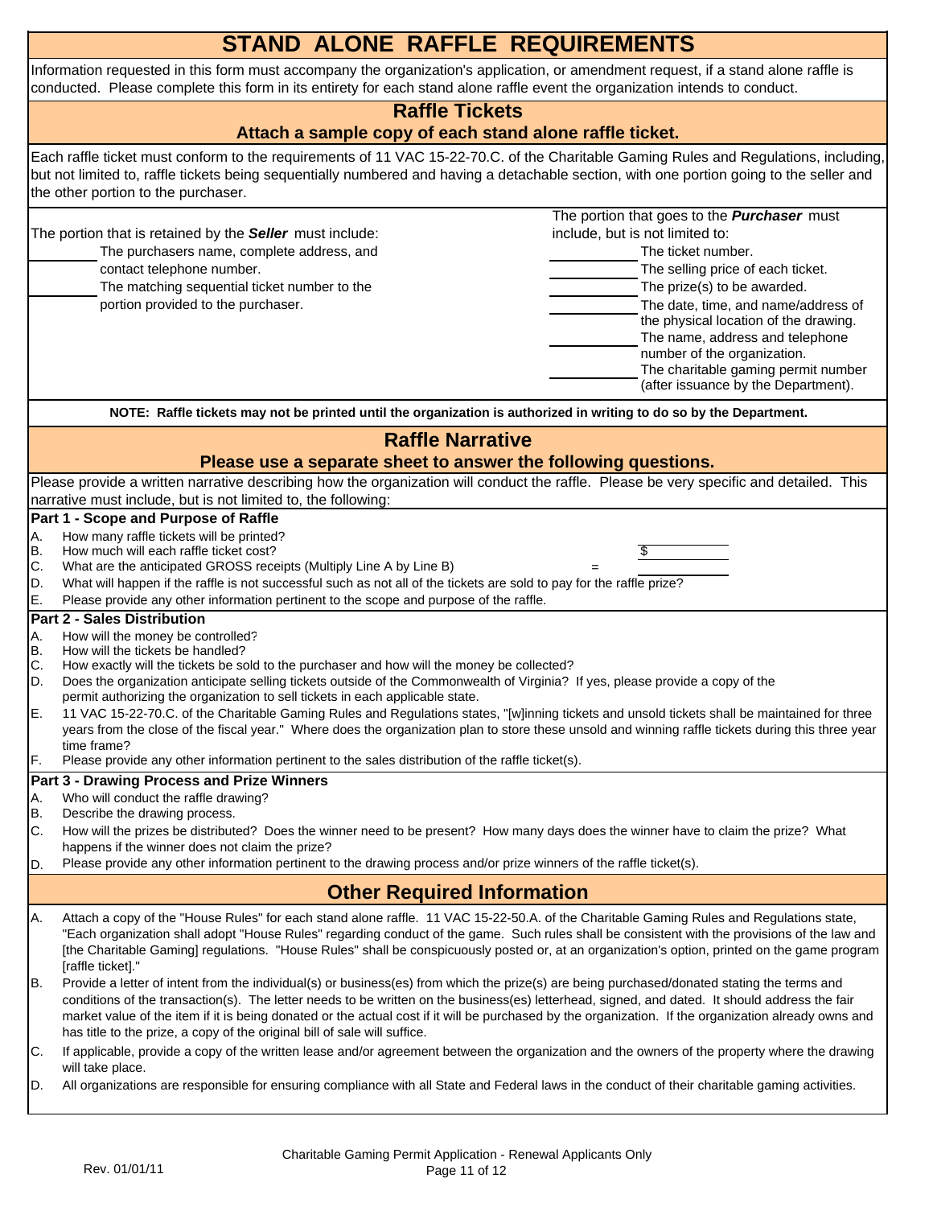# STAND ALONE RAFFLE REQUIREMENTS

Information requested in this form must accompany the organization's application, or amendment request, if a stand alone raffle is conducted. Please complete this form in its entirety for each stand alone raffle event the organization intends to conduct.

## Raffle Tickets

### Attach a sample copy of each stand alone raffle ticket.

Each raffle ticket must conform to the requirements of 11 VAC 15-22-70.C. of the Charitable Gaming Rules and Regulations, including, but not limited to, raffle tickets being sequentially numbered and having a detachable section, with one portion going to the seller and the other portion to the purchaser.

The portion that is retained by the ***Seller*** must include:

- ________ The purchasers name, complete address, and contact telephone number.
- ________ The matching sequential ticket number to the portion provided to the purchaser.

The portion that goes to the ***Purchaser*** must include, but is not limited to:

- ________ The ticket number.
- ________ The selling price of each ticket.
- ________ The prize(s) to be awarded.
- ________ The date, time, and name/address of the physical location of the drawing.
- ________ The name, address and telephone number of the organization.
- ________ The charitable gaming permit number (after issuance by the Department).

**NOTE: Raffle tickets may not be printed until the organization is authorized in writing to do so by the Department.**

## Raffle Narrative

### Please use a separate sheet to answer the following questions.

Please provide a written narrative describing how the organization will conduct the raffle. Please be very specific and detailed. This narrative must include, but is not limited to, the following:

**Part 1 - Scope and Purpose of Raffle**

A. How many raffle tickets will be printed? ________

B. How much will each raffle ticket cost? $________

C. What are the anticipated GROSS receipts (Multiply Line A by Line B) = ________

D. What will happen if the raffle is not successful such as not all of the tickets are sold to pay for the raffle prize?

E. Please provide any other information pertinent to the scope and purpose of the raffle.

**Part 2 - Sales Distribution**

A. How will the money be controlled?

B. How will the tickets be handled?

C. How exactly will the tickets be sold to the purchaser and how will the money be collected?

D. Does the organization anticipate selling tickets outside of the Commonwealth of Virginia? If yes, please provide a copy of the permit authorizing the organization to sell tickets in each applicable state.

E. 11 VAC 15-22-70.C. of the Charitable Gaming Rules and Regulations states, "[w]inning tickets and unsold tickets shall be maintained for three years from the close of the fiscal year." Where does the organization plan to store these unsold and winning raffle tickets during this three year time frame?

F. Please provide any other information pertinent to the sales distribution of the raffle ticket(s).

**Part 3 - Drawing Process and Prize Winners**

A. Who will conduct the raffle drawing?

B. Describe the drawing process.

C. How will the prizes be distributed? Does the winner need to be present? How many days does the winner have to claim the prize? What happens if the winner does not claim the prize?

D. Please provide any other information pertinent to the drawing process and/or prize winners of the raffle ticket(s).

## Other Required Information

A. Attach a copy of the "House Rules" for each stand alone raffle. 11 VAC 15-22-50.A. of the Charitable Gaming Rules and Regulations state, "Each organization shall adopt "House Rules" regarding conduct of the game. Such rules shall be consistent with the provisions of the law and [the Charitable Gaming] regulations. "House Rules" shall be conspicuously posted or, at an organization's option, printed on the game program [raffle ticket]."

B. Provide a letter of intent from the individual(s) or business(es) from which the prize(s) are being purchased/donated stating the terms and conditions of the transaction(s). The letter needs to be written on the business(es) letterhead, signed, and dated. It should address the fair market value of the item if it is being donated or the actual cost if it will be purchased by the organization. If the organization already owns and has title to the prize, a copy of the original bill of sale will suffice.

C. If applicable, provide a copy of the written lease and/or agreement between the organization and the owners of the property where the drawing will take place.

D. All organizations are responsible for ensuring compliance with all State and Federal laws in the conduct of their charitable gaming activities.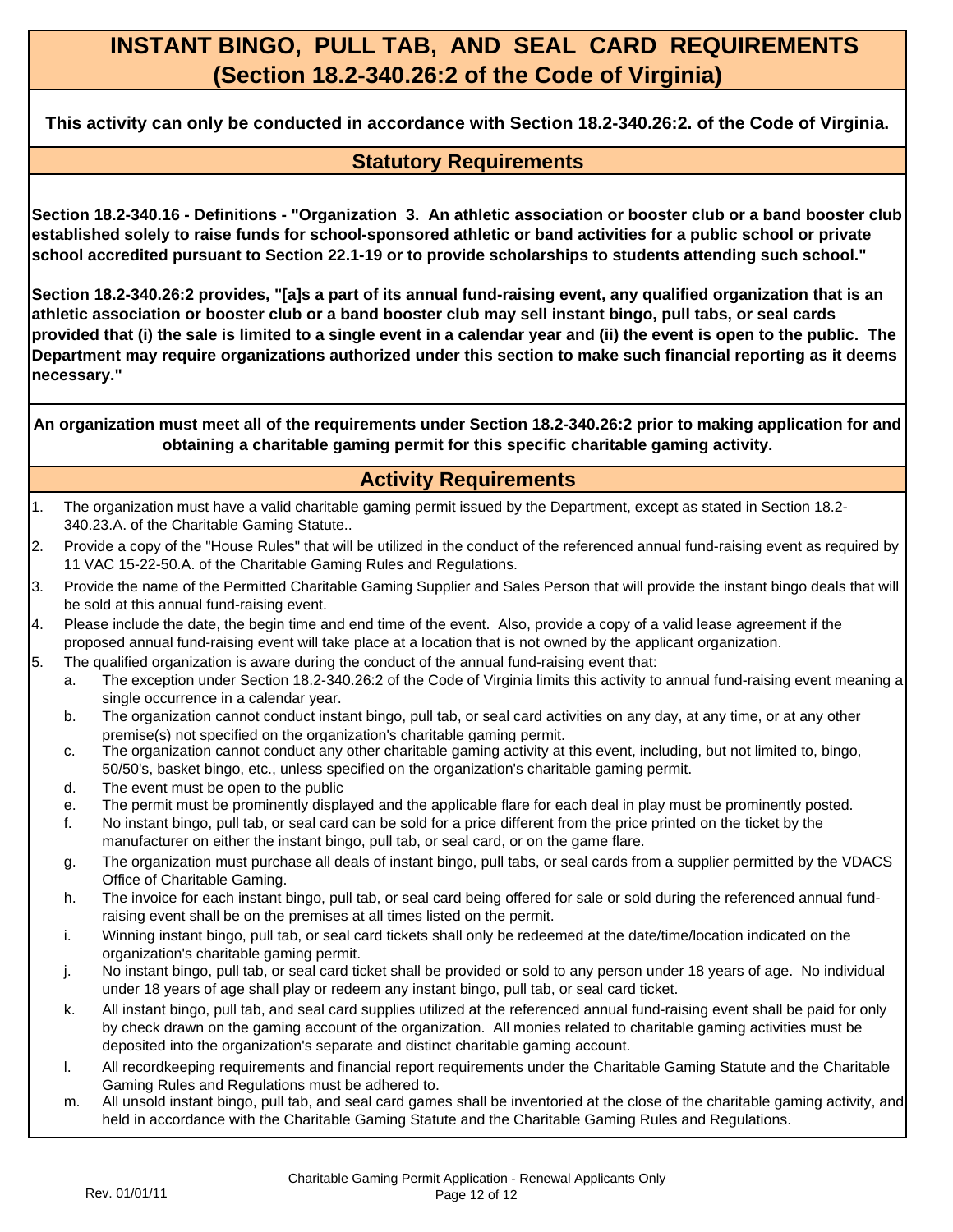# INSTANT BINGO, PULL TAB, AND SEAL CARD REQUIREMENTS (Section 18.2-340.26:2 of the Code of Virginia)

**This activity can only be conducted in accordance with Section 18.2-340.26:2. of the Code of Virginia.**

## Statutory Requirements

**Section 18.2-340.16 - Definitions - "Organization 3. An athletic association or booster club or a band booster club established solely to raise funds for school-sponsored athletic or band activities for a public school or private school accredited pursuant to Section 22.1-19 or to provide scholarships to students attending such school."**

**Section 18.2-340.26:2 provides, "[a]s a part of its annual fund-raising event, any qualified organization that is an athletic association or booster club or a band booster club may sell instant bingo, pull tabs, or seal cards provided that (i) the sale is limited to a single event in a calendar year and (ii) the event is open to the public. The Department may require organizations authorized under this section to make such financial reporting as it deems necessary."**

**An organization must meet all of the requirements under Section 18.2-340.26:2 prior to making application for and obtaining a charitable gaming permit for this specific charitable gaming activity.**

## Activity Requirements

1. The organization must have a valid charitable gaming permit issued by the Department, except as stated in Section 18.2-340.23.A. of the Charitable Gaming Statute..
2. Provide a copy of the "House Rules" that will be utilized in the conduct of the referenced annual fund-raising event as required by 11 VAC 15-22-50.A. of the Charitable Gaming Rules and Regulations.
3. Provide the name of the Permitted Charitable Gaming Supplier and Sales Person that will provide the instant bingo deals that will be sold at this annual fund-raising event.
4. Please include the date, the begin time and end time of the event. Also, provide a copy of a valid lease agreement if the proposed annual fund-raising event will take place at a location that is not owned by the applicant organization.
5. The qualified organization is aware during the conduct of the annual fund-raising event that:
   a. The exception under Section 18.2-340.26:2 of the Code of Virginia limits this activity to annual fund-raising event meaning a single occurrence in a calendar year.
   b. The organization cannot conduct instant bingo, pull tab, or seal card activities on any day, at any time, or at any other premise(s) not specified on the organization's charitable gaming permit.
   c. The organization cannot conduct any other charitable gaming activity at this event, including, but not limited to, bingo, 50/50's, basket bingo, etc., unless specified on the organization's charitable gaming permit.
   d. The event must be open to the public
   e. The permit must be prominently displayed and the applicable flare for each deal in play must be prominently posted.
   f. No instant bingo, pull tab, or seal card can be sold for a price different from the price printed on the ticket by the manufacturer on either the instant bingo, pull tab, or seal card, or on the game flare.
   g. The organization must purchase all deals of instant bingo, pull tabs, or seal cards from a supplier permitted by the VDACS Office of Charitable Gaming.
   h. The invoice for each instant bingo, pull tab, or seal card being offered for sale or sold during the referenced annual fund-raising event shall be on the premises at all times listed on the permit.
   i. Winning instant bingo, pull tab, or seal card tickets shall only be redeemed at the date/time/location indicated on the organization's charitable gaming permit.
   j. No instant bingo, pull tab, or seal card ticket shall be provided or sold to any person under 18 years of age. No individual under 18 years of age shall play or redeem any instant bingo, pull tab, or seal card ticket.
   k. All instant bingo, pull tab, and seal card supplies utilized at the referenced annual fund-raising event shall be paid for only by check drawn on the gaming account of the organization. All monies related to charitable gaming activities must be deposited into the organization's separate and distinct charitable gaming account.
   l. All recordkeeping requirements and financial report requirements under the Charitable Gaming Statute and the Charitable Gaming Rules and Regulations must be adhered to.
   m. All unsold instant bingo, pull tab, and seal card games shall be inventoried at the close of the charitable gaming activity, and held in accordance with the Charitable Gaming Statute and the Charitable Gaming Rules and Regulations.